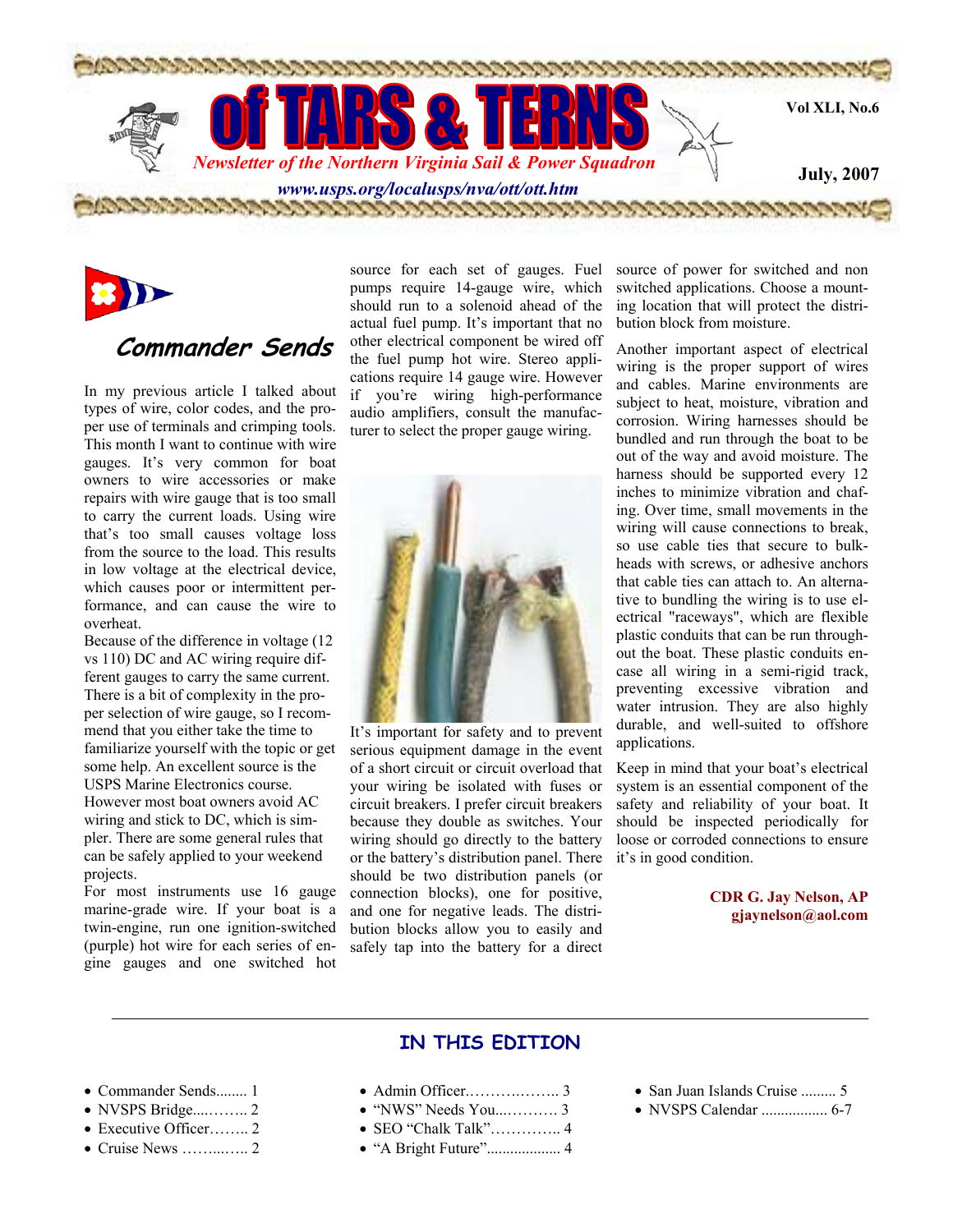# of TARS & TERNS

*Newsletter of the Northern Virginia Sail & Power Squadron*

*www.usps.org/localusps/nva/ott/ott.htm*

**Vol XLI, No.6**

**July, 2007**

## Commander Sends

In my previous article I talked about types of wire, color codes, and the proper use of terminals and crimping tools. This month I want to continue with wire gauges. It's very common for boat owners to wire accessories or make repairs with wire gauge that is too small to carry the current loads. Using wire that's too small causes voltage loss from the source to the load. This results in low voltage at the electrical device, which causes poor or intermittent performance, and can cause the wire to overheat.

Because of the difference in voltage (12 vs 110) DC and AC wiring require different gauges to carry the same current. There is a bit of complexity in the proper selection of wire gauge, so I recommend that you either take the time to familiarize yourself with the topic or get some help. An excellent source is the USPS Marine Electronics course. However most boat owners avoid AC wiring and stick to DC, which is simpler. There are some general rules that can be safely applied to your weekend projects.

For most instruments use 16 gauge marine-grade wire. If your boat is a twin-engine, run one ignition-switched (purple) hot wire for each series of engine gauges and one switched hot source for each set of gauges. Fuel pumps require 14-gauge wire, which should run to a solenoid ahead of the actual fuel pump. It's important that no other electrical component be wired off the fuel pump hot wire. Stereo applications require 14 gauge wire. However if you're wiring high-performance audio amplifiers, consult the manufacturer to select the proper gauge wiring.

It's important for safety and to prevent serious equipment damage in the event of a short circuit or circuit overload that your wiring be isolated with fuses or circuit breakers. I prefer circuit breakers because they double as switches. Your wiring should go directly to the battery or the battery's distribution panel. There should be two distribution panels (or connection blocks), one for positive, and one for negative leads. The distribution blocks allow you to easily and safely tap into the battery for a direct source of power for switched and non switched applications. Choose a mounting location that will protect the distribution block from moisture.

Another important aspect of electrical wiring is the proper support of wires and cables. Marine environments are subject to heat, moisture, vibration and corrosion. Wiring harnesses should be bundled and run through the boat to be out of the way and avoid moisture. The harness should be supported every 12 inches to minimize vibration and chafing. Over time, small movements in the wiring will cause connections to break, so use cable ties that secure to bulkheads with screws, or adhesive anchors that cable ties can attach to. An alternative to bundling the wiring is to use electrical "raceways", which are flexible plastic conduits that can be run throughout the boat. These plastic conduits encase all wiring in a semi-rigid track, preventing excessive vibration and water intrusion. They are also highly durable, and well-suited to offshore applications.

Keep in mind that your boat's electrical system is an essential component of the safety and reliability of your boat. It should be inspected periodically for loose or corroded connections to ensure it's in good condition.

**CDR G. Jay Nelson, AP**
**gjaynelson@aol.com**

## IN THIS EDITION

- Commander Sends........ 1
- NVSPS Bridge....…….. 2
- Executive Officer…….. 2
- Cruise News ……...….. 2
- Admin Officer……….…….. 3
- "NWS" Needs You...………. 3
- SEO "Chalk Talk"………….. 4
- "A Bright Future"................... 4
- San Juan Islands Cruise ......... 5
- NVSPS Calendar ................. 6-7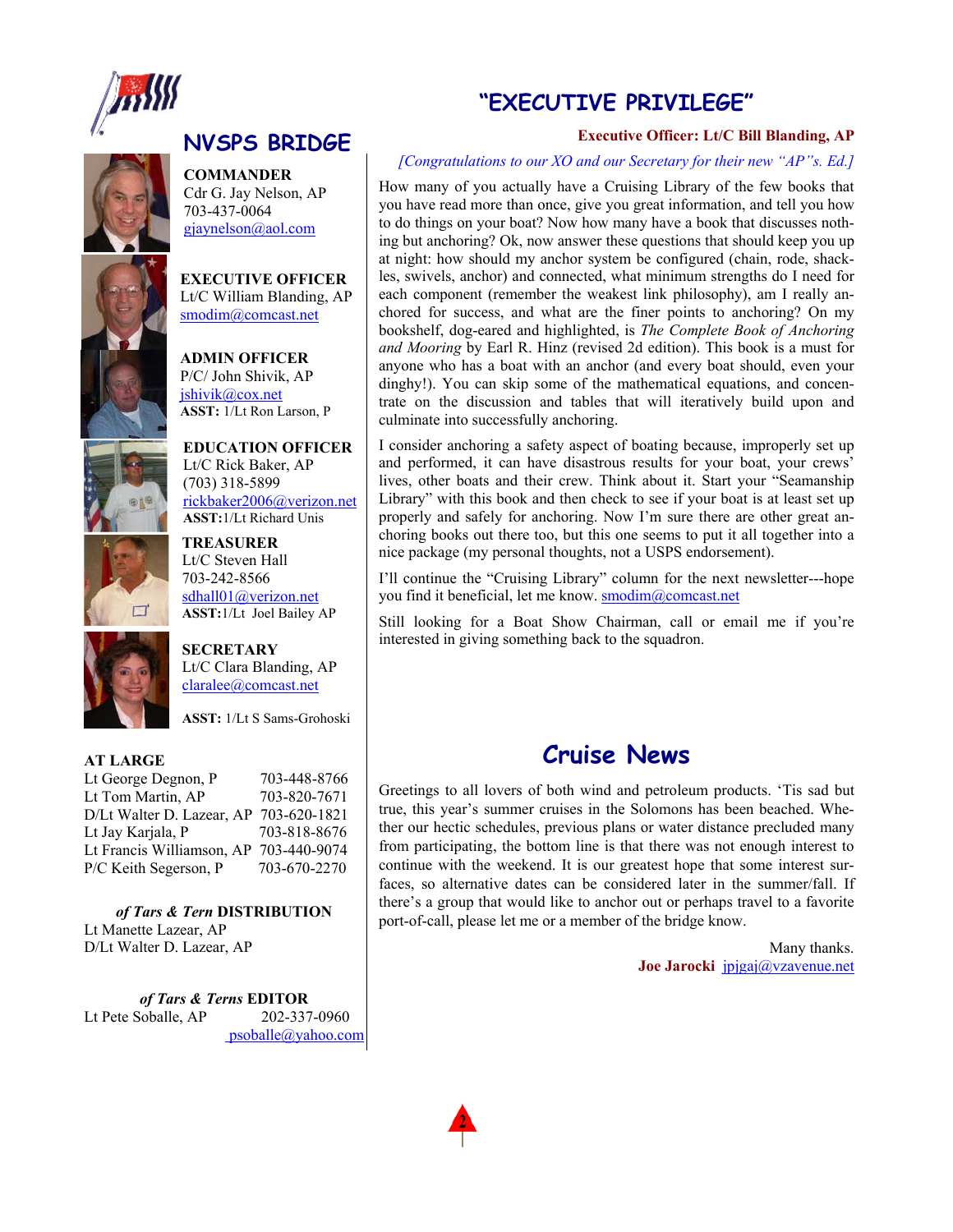## NVSPS BRIDGE

**COMMANDER**
Cdr G. Jay Nelson, AP
703-437-0064
gjaynelson@aol.com

**EXECUTIVE OFFICER**
Lt/C William Blanding, AP
smodim@comcast.net

**ADMIN OFFICER**
P/C/ John Shivik, AP
jshivik@cox.net
**ASST:** 1/Lt Ron Larson, P

**EDUCATION OFFICER**
Lt/C Rick Baker, AP
(703) 318-5899
rickbaker2006@verizon.net
**ASST:**1/Lt Richard Unis

**TREASURER**
Lt/C Steven Hall
703-242-8566
sdhall01@verizon.net
**ASST:**1/Lt Joel Bailey AP

**SECRETARY**
Lt/C Clara Blanding, AP
claralee@comcast.net

**ASST:** 1/Lt S Sams-Grohoski

**AT LARGE**

| | |
|---|---|
| Lt George Degnon, P | 703-448-8766 |
| Lt Tom Martin, AP | 703-820-7671 |
| D/Lt Walter D. Lazear, AP | 703-620-1821 |
| Lt Jay Karjala, P | 703-818-8676 |
| Lt Francis Williamson, AP | 703-440-9074 |
| P/C Keith Segerson, P | 703-670-2270 |

***of Tars & Tern* DISTRIBUTION**
Lt Manette Lazear, AP
D/Lt Walter D. Lazear, AP

***of Tars & Terns* EDITOR**
Lt Pete Soballe, AP 202-337-0960
psoballe@yahoo.com

## "EXECUTIVE PRIVILEGE"

**Executive Officer: Lt/C Bill Blanding, AP**

*[Congratulations to our XO and our Secretary for their new "AP"s. Ed.]*

How many of you actually have a Cruising Library of the few books that you have read more than once, give you great information, and tell you how to do things on your boat? Now how many have a book that discusses nothing but anchoring? Ok, now answer these questions that should keep you up at night: how should my anchor system be configured (chain, rode, shackles, swivels, anchor) and connected, what minimum strengths do I need for each component (remember the weakest link philosophy), am I really anchored for success, and what are the finer points to anchoring? On my bookshelf, dog-eared and highlighted, is *The Complete Book of Anchoring and Mooring* by Earl R. Hinz (revised 2d edition). This book is a must for anyone who has a boat with an anchor (and every boat should, even your dinghy!). You can skip some of the mathematical equations, and concentrate on the discussion and tables that will iteratively build upon and culminate into successfully anchoring.

I consider anchoring a safety aspect of boating because, improperly set up and performed, it can have disastrous results for your boat, your crews' lives, other boats and their crew. Think about it. Start your "Seamanship Library" with this book and then check to see if your boat is at least set up properly and safely for anchoring. Now I'm sure there are other great anchoring books out there too, but this one seems to put it all together into a nice package (my personal thoughts, not a USPS endorsement).

I'll continue the "Cruising Library" column for the next newsletter---hope you find it beneficial, let me know. smodim@comcast.net

Still looking for a Boat Show Chairman, call or email me if you're interested in giving something back to the squadron.

## Cruise News

Greetings to all lovers of both wind and petroleum products. 'Tis sad but true, this year's summer cruises in the Solomons has been beached. Whether our hectic schedules, previous plans or water distance precluded many from participating, the bottom line is that there was not enough interest to continue with the weekend. It is our greatest hope that some interest surfaces, so alternative dates can be considered later in the summer/fall. If there's a group that would like to anchor out or perhaps travel to a favorite port-of-call, please let me or a member of the bridge know.

Many thanks.
**Joe Jarocki** jpjgaj@vzavenue.net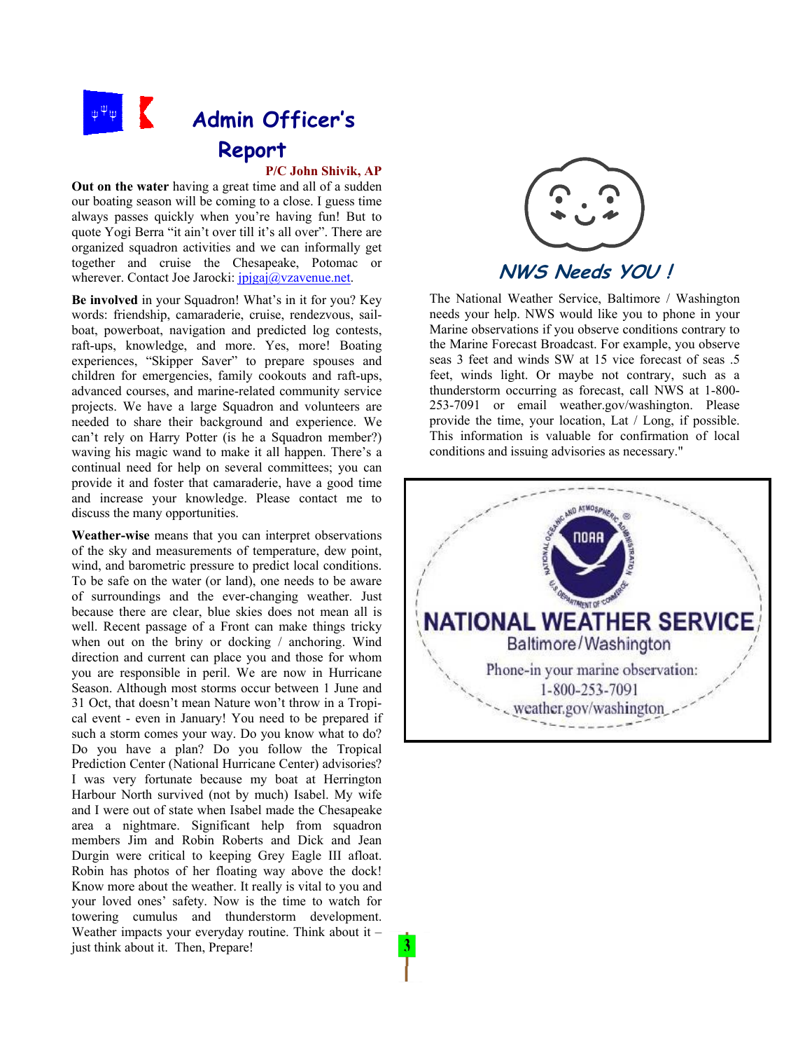# Admin Officer's Report

**P/C John Shivik, AP**

**Out on the water** having a great time and all of a sudden our boating season will be coming to a close. I guess time always passes quickly when you're having fun! But to quote Yogi Berra "it ain't over till it's all over". There are organized squadron activities and we can informally get together and cruise the Chesapeake, Potomac or wherever. Contact Joe Jarocki: jpjgaj@vzavenue.net.

**Be involved** in your Squadron! What's in it for you? Key words: friendship, camaraderie, cruise, rendezvous, sailboat, powerboat, navigation and predicted log contests, raft-ups, knowledge, and more. Yes, more! Boating experiences, "Skipper Saver" to prepare spouses and children for emergencies, family cookouts and raft-ups, advanced courses, and marine-related community service projects. We have a large Squadron and volunteers are needed to share their background and experience. We can't rely on Harry Potter (is he a Squadron member?) waving his magic wand to make it all happen. There's a continual need for help on several committees; you can provide it and foster that camaraderie, have a good time and increase your knowledge. Please contact me to discuss the many opportunities.

**Weather-wise** means that you can interpret observations of the sky and measurements of temperature, dew point, wind, and barometric pressure to predict local conditions. To be safe on the water (or land), one needs to be aware of surroundings and the ever-changing weather. Just because there are clear, blue skies does not mean all is well. Recent passage of a Front can make things tricky when out on the briny or docking / anchoring. Wind direction and current can place you and those for whom you are responsible in peril. We are now in Hurricane Season. Although most storms occur between 1 June and 31 Oct, that doesn't mean Nature won't throw in a Tropical event - even in January! You need to be prepared if such a storm comes your way. Do you know what to do? Do you have a plan? Do you follow the Tropical Prediction Center (National Hurricane Center) advisories? I was very fortunate because my boat at Herrington Harbour North survived (not by much) Isabel. My wife and I were out of state when Isabel made the Chesapeake area a nightmare. Significant help from squadron members Jim and Robin Roberts and Dick and Jean Durgin were critical to keeping Grey Eagle III afloat. Robin has photos of her floating way above the dock! Know more about the weather. It really is vital to you and your loved ones' safety. Now is the time to watch for towering cumulus and thunderstorm development. Weather impacts your everyday routine. Think about it – just think about it. Then, Prepare!

## *NWS Needs YOU !*

The National Weather Service, Baltimore / Washington needs your help. NWS would like you to phone in your Marine observations if you observe conditions contrary to the Marine Forecast Broadcast. For example, you observe seas 3 feet and winds SW at 15 vice forecast of seas .5 feet, winds light. Or maybe not contrary, such as a thunderstorm occurring as forecast, call NWS at 1-800-253-7091 or email weather.gov/washington. Please provide the time, your location, Lat / Long, if possible. This information is valuable for confirmation of local conditions and issuing advisories as necessary."

**NATIONAL WEATHER SERVICE**
Baltimore/Washington
Phone-in your marine observation:
1-800-253-7091
weather.gov/washington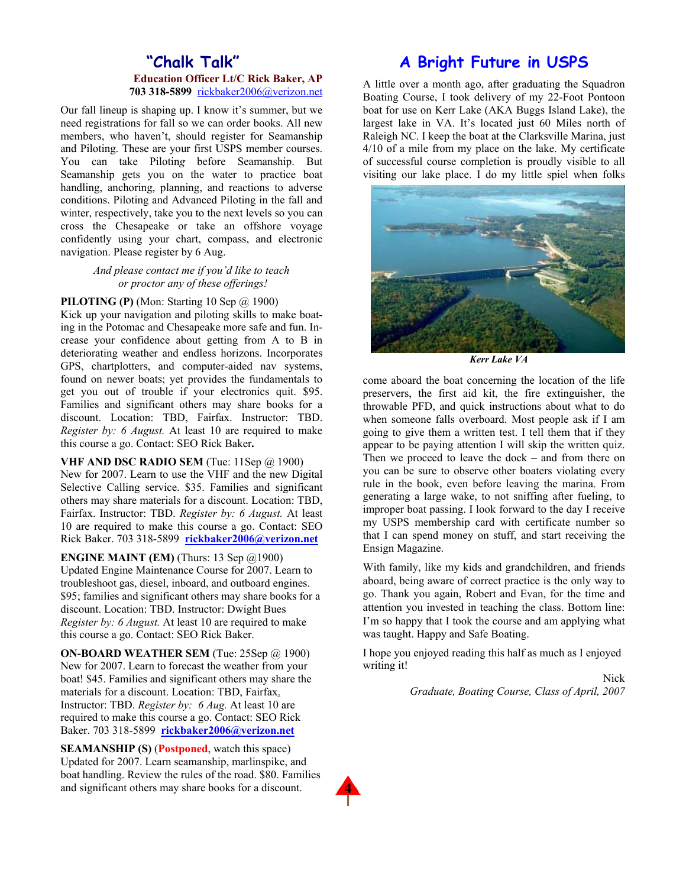## "Chalk Talk"

**Education Officer Lt/C Rick Baker, AP**
**703 318-5899** rickbaker2006@verizon.net

Our fall lineup is shaping up. I know it's summer, but we need registrations for fall so we can order books. All new members, who haven't, should register for Seamanship and Piloting. These are your first USPS member courses. You can take Piloting before Seamanship. But Seamanship gets you on the water to practice boat handling, anchoring, planning, and reactions to adverse conditions. Piloting and Advanced Piloting in the fall and winter, respectively, take you to the next levels so you can cross the Chesapeake or take an offshore voyage confidently using your chart, compass, and electronic navigation. Please register by 6 Aug.

*And please contact me if you'd like to teach or proctor any of these offerings!*

**PILOTING (P)** (Mon: Starting 10 Sep @ 1900)
Kick up your navigation and piloting skills to make boating in the Potomac and Chesapeake more safe and fun. Increase your confidence about getting from A to B in deteriorating weather and endless horizons. Incorporates GPS, chartplotters, and computer-aided nav systems, found on newer boats; yet provides the fundamentals to get you out of trouble if your electronics quit. $95. Families and significant others may share books for a discount. Location: TBD, Fairfax. Instructor: TBD. *Register by: 6 August.* At least 10 are required to make this course a go. Contact: SEO Rick Baker**.**

**VHF AND DSC RADIO SEM** (Tue: 11Sep @ 1900)
New for 2007. Learn to use the VHF and the new Digital Selective Calling service. $35. Families and significant others may share materials for a discount. Location: TBD, Fairfax. Instructor: TBD. *Register by: 6 August.* At least 10 are required to make this course a go. Contact: SEO Rick Baker. 703 318-5899 **rickbaker2006@verizon.net**

**ENGINE MAINT (EM)** (Thurs: 13 Sep @1900)
Updated Engine Maintenance Course for 2007. Learn to troubleshoot gas, diesel, inboard, and outboard engines. $95; families and significant others may share books for a discount. Location: TBD. Instructor: Dwight Bues *Register by: 6 August.* At least 10 are required to make this course a go. Contact: SEO Rick Baker.

**ON-BOARD WEATHER SEM** (Tue: 25Sep @ 1900)
New for 2007. Learn to forecast the weather from your boat! $45. Families and significant others may share the materials for a discount. Location: TBD, Fairfax. Instructor: TBD. *Register by: 6 Aug.* At least 10 are required to make this course a go. Contact: SEO Rick Baker. 703 318-5899 **rickbaker2006@verizon.net**

**SEAMANSHIP (S)** (**Postponed**, watch this space)
Updated for 2007. Learn seamanship, marlinspike, and boat handling. Review the rules of the road. $80. Families and significant others may share books for a discount.

## A Bright Future in USPS

A little over a month ago, after graduating the Squadron Boating Course, I took delivery of my 22-Foot Pontoon boat for use on Kerr Lake (AKA Buggs Island Lake), the largest lake in VA. It's located just 60 Miles north of Raleigh NC. I keep the boat at the Clarksville Marina, just 4/10 of a mile from my place on the lake. My certificate of successful course completion is proudly visible to all visiting our lake place. I do my little spiel when folks come aboard the boat concerning the location of the life preservers, the first aid kit, the fire extinguisher, the throwable PFD, and quick instructions about what to do when someone falls overboard. Most people ask if I am going to give them a written test. I tell them that if they appear to be paying attention I will skip the written quiz. Then we proceed to leave the dock – and from there on you can be sure to observe other boaters violating every rule in the book, even before leaving the marina. From generating a large wake, to not sniffing after fueling, to improper boat passing. I look forward to the day I receive my USPS membership card with certificate number so that I can spend money on stuff, and start receiving the Ensign Magazine.

***Kerr Lake VA***

With family, like my kids and grandchildren, and friends aboard, being aware of correct practice is the only way to go. Thank you again, Robert and Evan, for the time and attention you invested in teaching the class. Bottom line: I'm so happy that I took the course and am applying what was taught. Happy and Safe Boating.

I hope you enjoyed reading this half as much as I enjoyed writing it!

Nick
*Graduate, Boating Course, Class of April, 2007*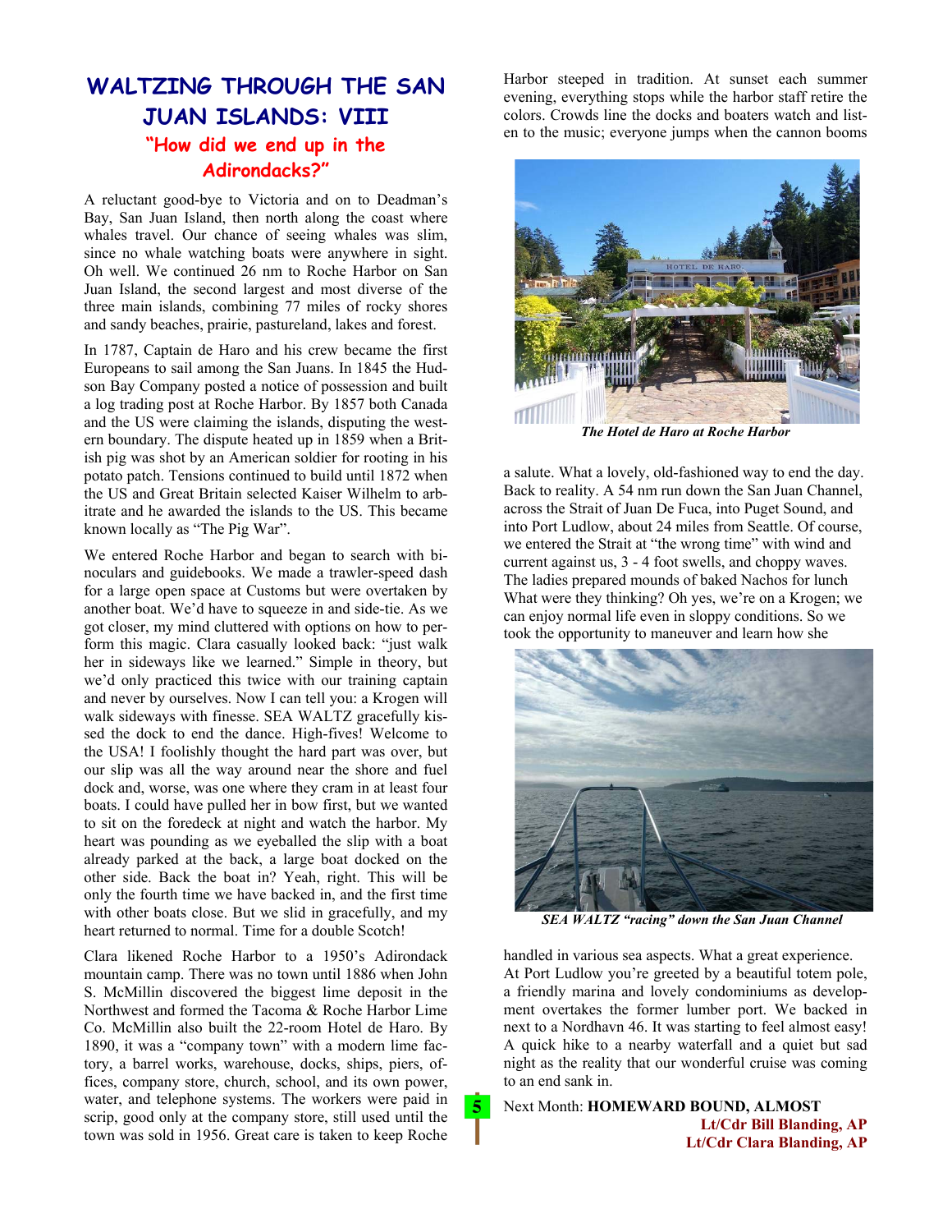# WALTZING THROUGH THE SAN JUAN ISLANDS: VIII

## "How did we end up in the Adirondacks?"

A reluctant good-bye to Victoria and on to Deadman's Bay, San Juan Island, then north along the coast where whales travel. Our chance of seeing whales was slim, since no whale watching boats were anywhere in sight. Oh well. We continued 26 nm to Roche Harbor on San Juan Island, the second largest and most diverse of the three main islands, combining 77 miles of rocky shores and sandy beaches, prairie, pastureland, lakes and forest.

In 1787, Captain de Haro and his crew became the first Europeans to sail among the San Juans. In 1845 the Hudson Bay Company posted a notice of possession and built a log trading post at Roche Harbor. By 1857 both Canada and the US were claiming the islands, disputing the western boundary. The dispute heated up in 1859 when a British pig was shot by an American soldier for rooting in his potato patch. Tensions continued to build until 1872 when the US and Great Britain selected Kaiser Wilhelm to arbitrate and he awarded the islands to the US. This became known locally as "The Pig War".

We entered Roche Harbor and began to search with binoculars and guidebooks. We made a trawler-speed dash for a large open space at Customs but were overtaken by another boat. We'd have to squeeze in and side-tie. As we got closer, my mind cluttered with options on how to perform this magic. Clara casually looked back: "just walk her in sideways like we learned." Simple in theory, but we'd only practiced this twice with our training captain and never by ourselves. Now I can tell you: a Krogen will walk sideways with finesse. SEA WALTZ gracefully kissed the dock to end the dance. High-fives! Welcome to the USA! I foolishly thought the hard part was over, but our slip was all the way around near the shore and fuel dock and, worse, was one where they cram in at least four boats. I could have pulled her in bow first, but we wanted to sit on the foredeck at night and watch the harbor. My heart was pounding as we eyeballed the slip with a boat already parked at the back, a large boat docked on the other side. Back the boat in? Yeah, right. This will be only the fourth time we have backed in, and the first time with other boats close. But we slid in gracefully, and my heart returned to normal. Time for a double Scotch!

Clara likened Roche Harbor to a 1950's Adirondack mountain camp. There was no town until 1886 when John S. McMillin discovered the biggest lime deposit in the Northwest and formed the Tacoma & Roche Harbor Lime Co. McMillin also built the 22-room Hotel de Haro. By 1890, it was a "company town" with a modern lime factory, a barrel works, warehouse, docks, ships, piers, offices, company store, church, school, and its own power, water, and telephone systems. The workers were paid in scrip, good only at the company store, still used until the town was sold in 1956. Great care is taken to keep Roche Harbor steeped in tradition. At sunset each summer evening, everything stops while the harbor staff retire the colors. Crowds line the docks and boaters watch and listen to the music; everyone jumps when the cannon booms a salute. What a lovely, old-fashioned way to end the day.

*The Hotel de Haro at Roche Harbor*

Back to reality. A 54 nm run down the San Juan Channel, across the Strait of Juan De Fuca, into Puget Sound, and into Port Ludlow, about 24 miles from Seattle. Of course, we entered the Strait at "the wrong time" with wind and current against us, 3 - 4 foot swells, and choppy waves. The ladies prepared mounds of baked Nachos for lunch What were they thinking? Oh yes, we're on a Krogen; we can enjoy normal life even in sloppy conditions. So we took the opportunity to maneuver and learn how she handled in various sea aspects. What a great experience.

*SEA WALTZ "racing" down the San Juan Channel*

At Port Ludlow you're greeted by a beautiful totem pole, a friendly marina and lovely condominiums as development overtakes the former lumber port. We backed in next to a Nordhavn 46. It was starting to feel almost easy! A quick hike to a nearby waterfall and a quiet but sad night as the reality that our wonderful cruise was coming to an end sank in.

Next Month: **HOMEWARD BOUND, ALMOST**

**Lt/Cdr Bill Blanding, AP**
**Lt/Cdr Clara Blanding, AP**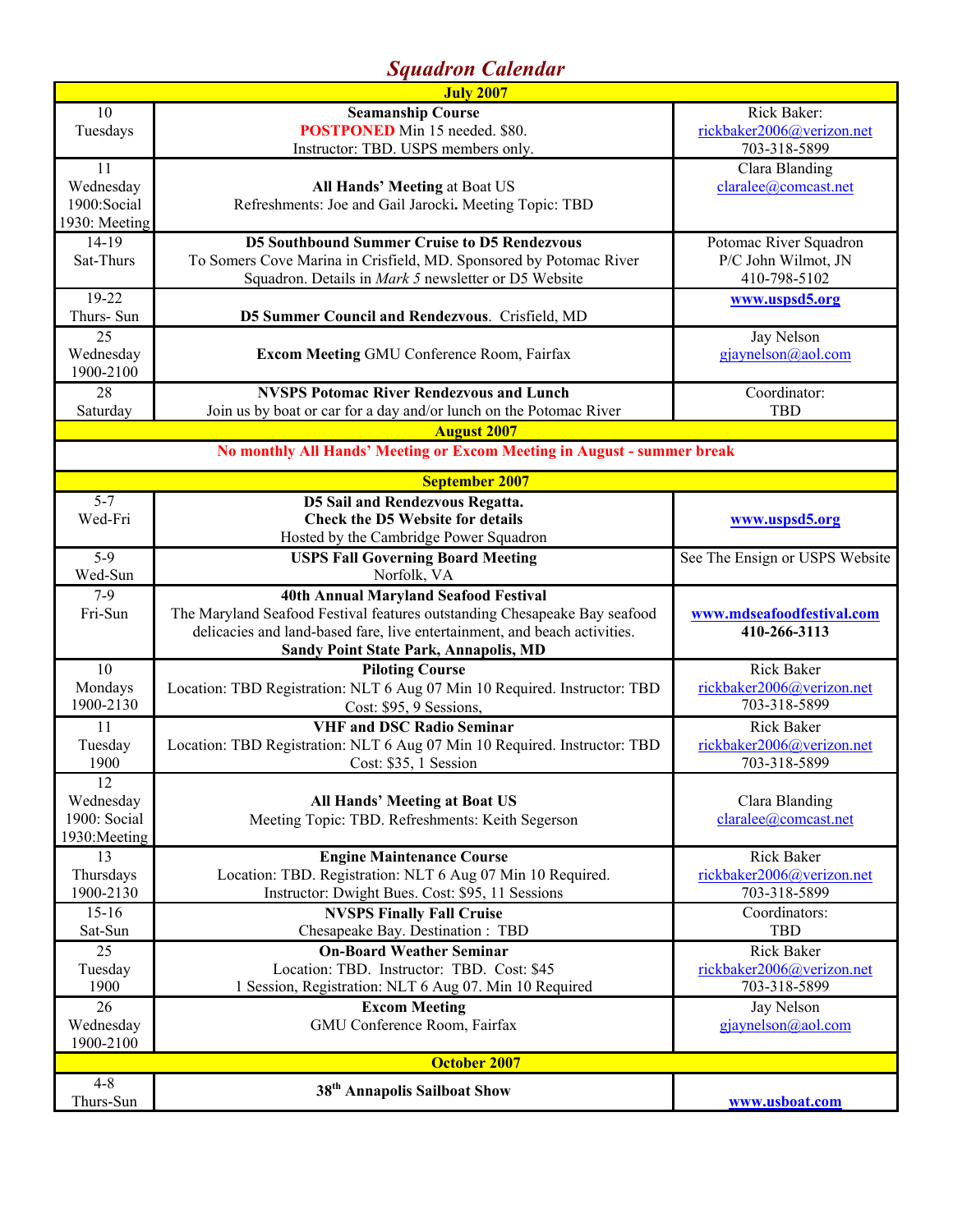# *Squadron Calendar*

| | | |
|---|---|---|
| **July 2007** | | |
| 10<br>Tuesdays | **Seamanship Course**<br>**POSTPONED** Min 15 needed. $80.<br>Instructor: TBD. USPS members only. | Rick Baker:<br>rickbaker2006@verizon.net<br>703-318-5899 |
| 11<br>Wednesday<br>1900:Social<br>1930: Meeting | **All Hands' Meeting** at Boat US<br>Refreshments: Joe and Gail Jarocki**.** Meeting Topic: TBD | Clara Blanding<br>claralee@comcast.net |
| 14-19<br>Sat-Thurs | **D5 Southbound Summer Cruise to D5 Rendezvous**<br>To Somers Cove Marina in Crisfield, MD. Sponsored by Potomac River Squadron. Details in *Mark 5* newsletter or D5 Website | Potomac River Squadron<br>P/C John Wilmot, JN<br>410-798-5102 |
| 19-22<br>Thurs- Sun | **D5 Summer Council and Rendezvous**. Crisfield, MD | **www.uspsd5.org** |
| 25<br>Wednesday<br>1900-2100 | **Excom Meeting** GMU Conference Room, Fairfax | Jay Nelson<br>gjaynelson@aol.com |
| 28<br>Saturday | **NVSPS Potomac River Rendezvous and Lunch**<br>Join us by boat or car for a day and/or lunch on the Potomac River | Coordinator:<br>TBD |
| **August 2007** | | |
| **No monthly All Hands' Meeting or Excom Meeting in August - summer break** | | |
| **September 2007** | | |
| 5-7<br>Wed-Fri | **D5 Sail and Rendezvous Regatta.**<br>**Check the D5 Website for details**<br>Hosted by the Cambridge Power Squadron | **www.uspsd5.org** |
| 5-9<br>Wed-Sun | **USPS Fall Governing Board Meeting**<br>Norfolk, VA | See The Ensign or USPS Website |
| 7-9<br>Fri-Sun | **40th Annual Maryland Seafood Festival**<br>The Maryland Seafood Festival features outstanding Chesapeake Bay seafood delicacies and land-based fare, live entertainment, and beach activities.<br>**Sandy Point State Park, Annapolis, MD** | **www.mdseafoodfestival.com**<br>**410-266-3113** |
| 10<br>Mondays<br>1900-2130 | **Piloting Course**<br>Location: TBD Registration: NLT 6 Aug 07 Min 10 Required. Instructor: TBD<br>Cost: $95, 9 Sessions, | Rick Baker<br>rickbaker2006@verizon.net<br>703-318-5899 |
| 11<br>Tuesday<br>1900 | **VHF and DSC Radio Seminar**<br>Location: TBD Registration: NLT 6 Aug 07 Min 10 Required. Instructor: TBD<br>Cost: $35, 1 Session | Rick Baker<br>rickbaker2006@verizon.net<br>703-318-5899 |
| 12<br>Wednesday<br>1900: Social<br>1930:Meeting | **All Hands' Meeting at Boat US**<br>Meeting Topic: TBD. Refreshments: Keith Segerson | Clara Blanding<br>claralee@comcast.net |
| 13<br>Thursdays<br>1900-2130 | **Engine Maintenance Course**<br>Location: TBD. Registration: NLT 6 Aug 07 Min 10 Required.<br>Instructor: Dwight Bues. Cost: $95, 11 Sessions | Rick Baker<br>rickbaker2006@verizon.net<br>703-318-5899 |
| 15-16<br>Sat-Sun | **NVSPS Finally Fall Cruise**<br>Chesapeake Bay. Destination : TBD | Coordinators:<br>TBD |
| 25<br>Tuesday<br>1900 | **On-Board Weather Seminar**<br>Location: TBD. Instructor: TBD. Cost: $45<br>1 Session, Registration: NLT 6 Aug 07. Min 10 Required | Rick Baker<br>rickbaker2006@verizon.net<br>703-318-5899 |
| 26<br>Wednesday<br>1900-2100 | **Excom Meeting**<br>GMU Conference Room, Fairfax | Jay Nelson<br>gjaynelson@aol.com |
| **October 2007** | | |
| 4-8<br>Thurs-Sun | **38th Annapolis Sailboat Show** | **www.usboat.com** |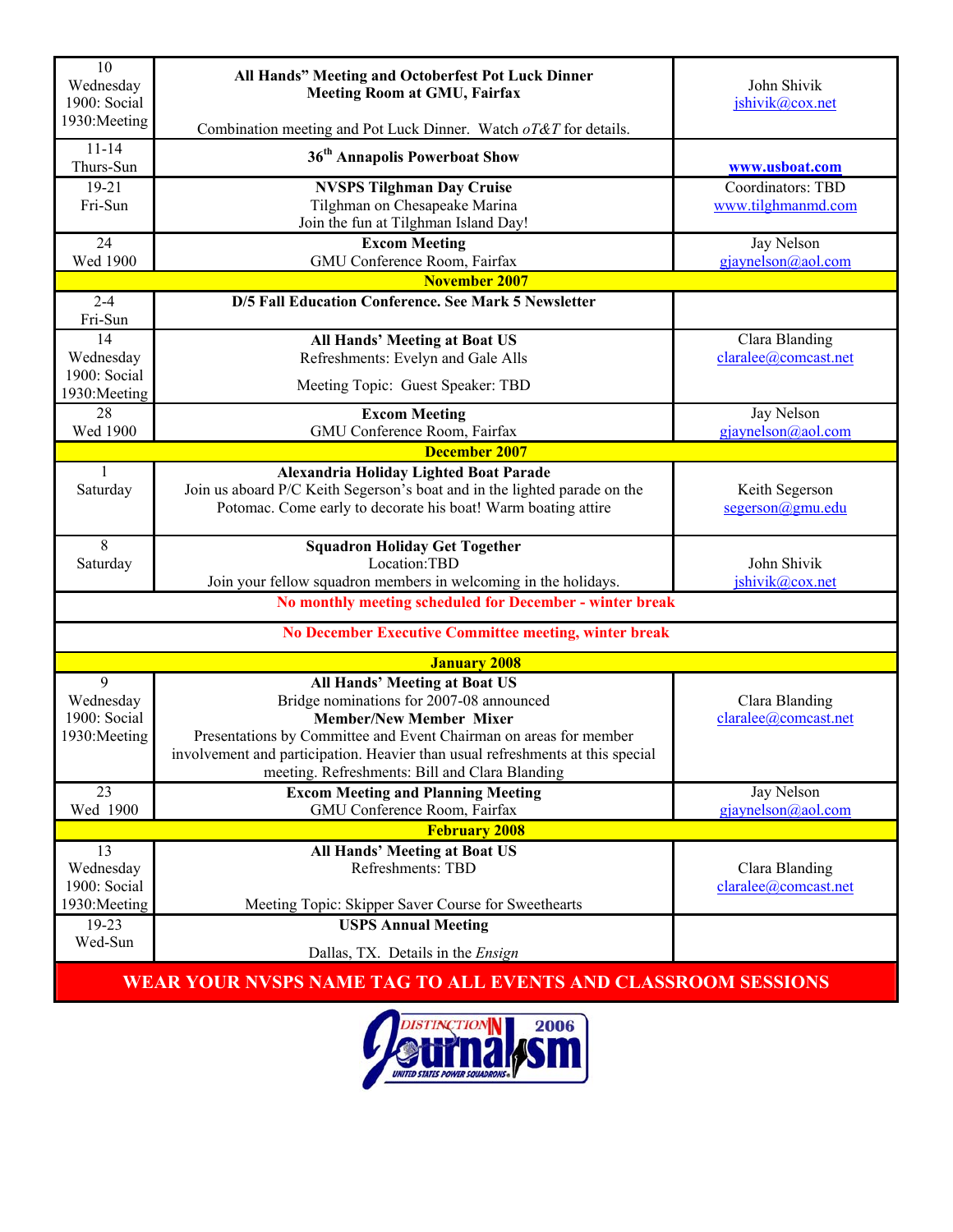| Date | Event | Contact |
|---|---|---|
| 10 Wednesday 1900: Social 1930:Meeting | **All Hands" Meeting and Octoberfest Pot Luck Dinner** **Meeting Room at GMU, Fairfax** Combination meeting and Pot Luck Dinner. Watch *oT&T* for details. | John Shivik jshivik@cox.net |
| 11-14 Thurs-Sun | **36th Annapolis Powerboat Show** | **www.usboat.com** |
| 19-21 Fri-Sun | **NVSPS Tilghman Day Cruise** Tilghman on Chesapeake Marina Join the fun at Tilghman Island Day! | Coordinators: TBD www.tilghmanmd.com |
| 24 Wed 1900 | **Excom Meeting** GMU Conference Room, Fairfax | Jay Nelson gjaynelson@aol.com |
| | **November 2007** | |
| 2-4 Fri-Sun | **D/5 Fall Education Conference. See Mark 5 Newsletter** | |
| 14 Wednesday 1900: Social 1930:Meeting | **All Hands' Meeting at Boat US** Refreshments: Evelyn and Gale Alls Meeting Topic: Guest Speaker: TBD | Clara Blanding claralee@comcast.net |
| 28 Wed 1900 | **Excom Meeting** GMU Conference Room, Fairfax | Jay Nelson gjaynelson@aol.com |
| | **December 2007** | |
| 1 Saturday | **Alexandria Holiday Lighted Boat Parade** Join us aboard P/C Keith Segerson's boat and in the lighted parade on the Potomac. Come early to decorate his boat! Warm boating attire | Keith Segerson segerson@gmu.edu |
| 8 Saturday | **Squadron Holiday Get Together** Location:TBD Join your fellow squadron members in welcoming in the holidays. | John Shivik jshivik@cox.net |
| | **No monthly meeting scheduled for December - winter break** | |
| | **No December Executive Committee meeting, winter break** | |
| | **January 2008** | |
| 9 Wednesday 1900: Social 1930:Meeting | **All Hands' Meeting at Boat US** Bridge nominations for 2007-08 announced **Member/New Member Mixer** Presentations by Committee and Event Chairman on areas for member involvement and participation. Heavier than usual refreshments at this special meeting. Refreshments: Bill and Clara Blanding | Clara Blanding claralee@comcast.net |
| 23 Wed 1900 | **Excom Meeting and Planning Meeting** GMU Conference Room, Fairfax | Jay Nelson gjaynelson@aol.com |
| | **February 2008** | |
| 13 Wednesday 1900: Social 1930:Meeting | **All Hands' Meeting at Boat US** Refreshments: TBD Meeting Topic: Skipper Saver Course for Sweethearts | Clara Blanding claralee@comcast.net |
| 19-23 Wed-Sun | **USPS Annual Meeting** Dallas, TX. Details in the *Ensign* | |

**WEAR YOUR NVSPS NAME TAG TO ALL EVENTS AND CLASSROOM SESSIONS**

DISTINCTION IN Journalism 2006
UNITED STATES POWER SQUADRONS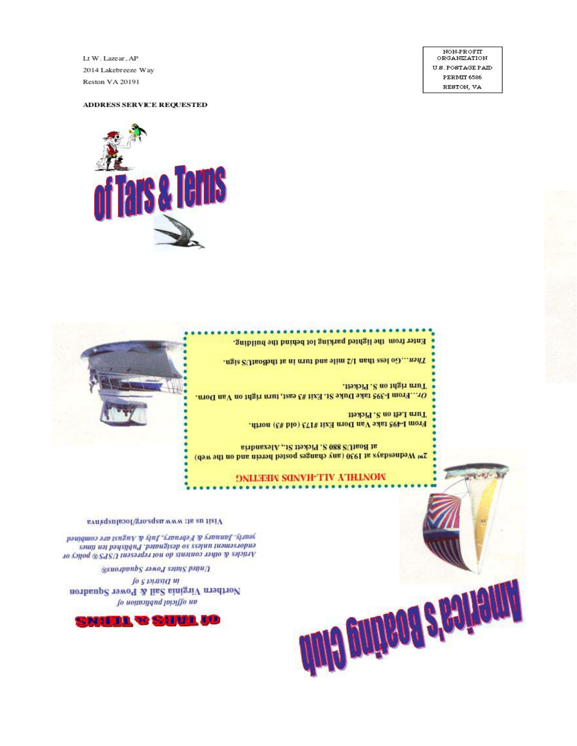Lt W. Lazear, AP
2014 Lakebreeze Way
Reston VA 20191

**ADDRESS SERVICE REQUESTED**

NON-PROFIT ORGANIZATION
U.S. POSTAGE PAID
PERMIT 6586
RESTON, VA

# of Tars & Terns

## MONTHLY ALL-HANDS MEETING

2nd Wednesdays at 1930 (any changes posted herein and on the web)
at BoatUS 880 S. Pickett St., Alexandria

From I-495 take Van Dorn Exit #173 (old #3) north.
Turn Left on S. Pickett

*Or*...From I-395 take Duke St. Exit #3 east, turn right on Van Dorn.
Turn right on S. Pickett.

*Then*...Go less than 1/2 mile and turn in at theBoatUS sign.

Enter from the lighted parking lot behind the building.

**America's Boating Club**

**of TARS & TERNS**

*an official publication of*
Northern Virginia Sail & Power Squadron
*in District 5 of*
*United States Power Squadrons®*

*Articles & other contents do not represent USPS® policy or endorsement unless so designated. Published ten times yearly. January & February, July & August are combined*

Visit us at: www.uspsorg/localpsnva